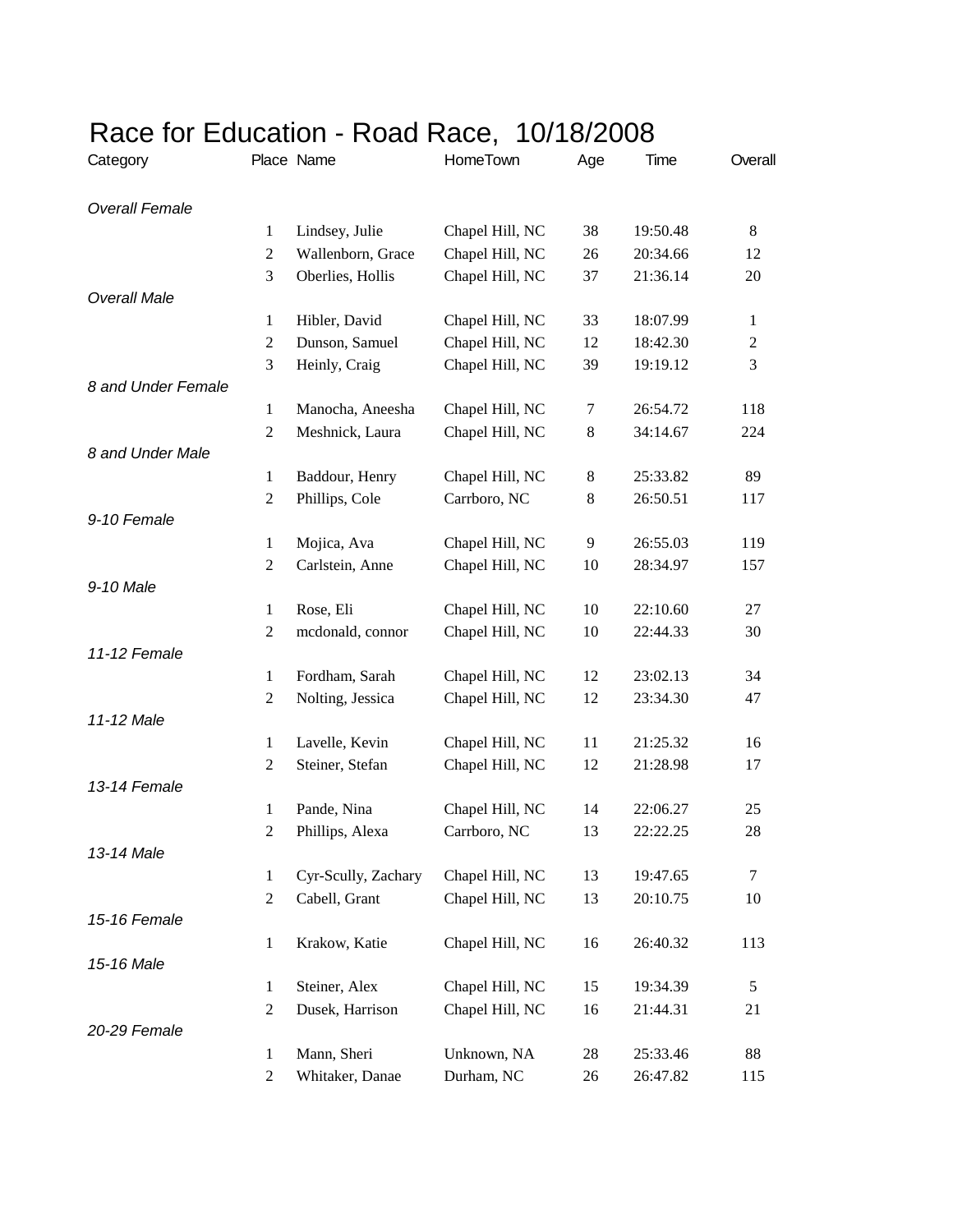# Race for Education - Road Race, 10/18/2008

| Category | Place | Name | HomeTown | Age | Time | Overall |
|---|---|---|---|---|---|---|
| *Overall Female* | | | | | | |
| | 1 | Lindsey, Julie | Chapel Hill, NC | 38 | 19:50.48 | 8 |
| | 2 | Wallenborn, Grace | Chapel Hill, NC | 26 | 20:34.66 | 12 |
| | 3 | Oberlies, Hollis | Chapel Hill, NC | 37 | 21:36.14 | 20 |
| *Overall Male* | | | | | | |
| | 1 | Hibler, David | Chapel Hill, NC | 33 | 18:07.99 | 1 |
| | 2 | Dunson, Samuel | Chapel Hill, NC | 12 | 18:42.30 | 2 |
| | 3 | Heinly, Craig | Chapel Hill, NC | 39 | 19:19.12 | 3 |
| *8 and Under Female* | | | | | | |
| | 1 | Manocha, Aneesha | Chapel Hill, NC | 7 | 26:54.72 | 118 |
| | 2 | Meshnick, Laura | Chapel Hill, NC | 8 | 34:14.67 | 224 |
| *8 and Under Male* | | | | | | |
| | 1 | Baddour, Henry | Chapel Hill, NC | 8 | 25:33.82 | 89 |
| | 2 | Phillips, Cole | Carrboro, NC | 8 | 26:50.51 | 117 |
| *9-10 Female* | | | | | | |
| | 1 | Mojica, Ava | Chapel Hill, NC | 9 | 26:55.03 | 119 |
| | 2 | Carlstein, Anne | Chapel Hill, NC | 10 | 28:34.97 | 157 |
| *9-10 Male* | | | | | | |
| | 1 | Rose, Eli | Chapel Hill, NC | 10 | 22:10.60 | 27 |
| | 2 | mcdonald, connor | Chapel Hill, NC | 10 | 22:44.33 | 30 |
| *11-12 Female* | | | | | | |
| | 1 | Fordham, Sarah | Chapel Hill, NC | 12 | 23:02.13 | 34 |
| | 2 | Nolting, Jessica | Chapel Hill, NC | 12 | 23:34.30 | 47 |
| *11-12 Male* | | | | | | |
| | 1 | Lavelle, Kevin | Chapel Hill, NC | 11 | 21:25.32 | 16 |
| | 2 | Steiner, Stefan | Chapel Hill, NC | 12 | 21:28.98 | 17 |
| *13-14 Female* | | | | | | |
| | 1 | Pande, Nina | Chapel Hill, NC | 14 | 22:06.27 | 25 |
| | 2 | Phillips, Alexa | Carrboro, NC | 13 | 22:22.25 | 28 |
| *13-14 Male* | | | | | | |
| | 1 | Cyr-Scully, Zachary | Chapel Hill, NC | 13 | 19:47.65 | 7 |
| | 2 | Cabell, Grant | Chapel Hill, NC | 13 | 20:10.75 | 10 |
| *15-16 Female* | | | | | | |
| | 1 | Krakow, Katie | Chapel Hill, NC | 16 | 26:40.32 | 113 |
| *15-16 Male* | | | | | | |
| | 1 | Steiner, Alex | Chapel Hill, NC | 15 | 19:34.39 | 5 |
| | 2 | Dusek, Harrison | Chapel Hill, NC | 16 | 21:44.31 | 21 |
| *20-29 Female* | | | | | | |
| | 1 | Mann, Sheri | Unknown, NA | 28 | 25:33.46 | 88 |
| | 2 | Whitaker, Danae | Durham, NC | 26 | 26:47.82 | 115 |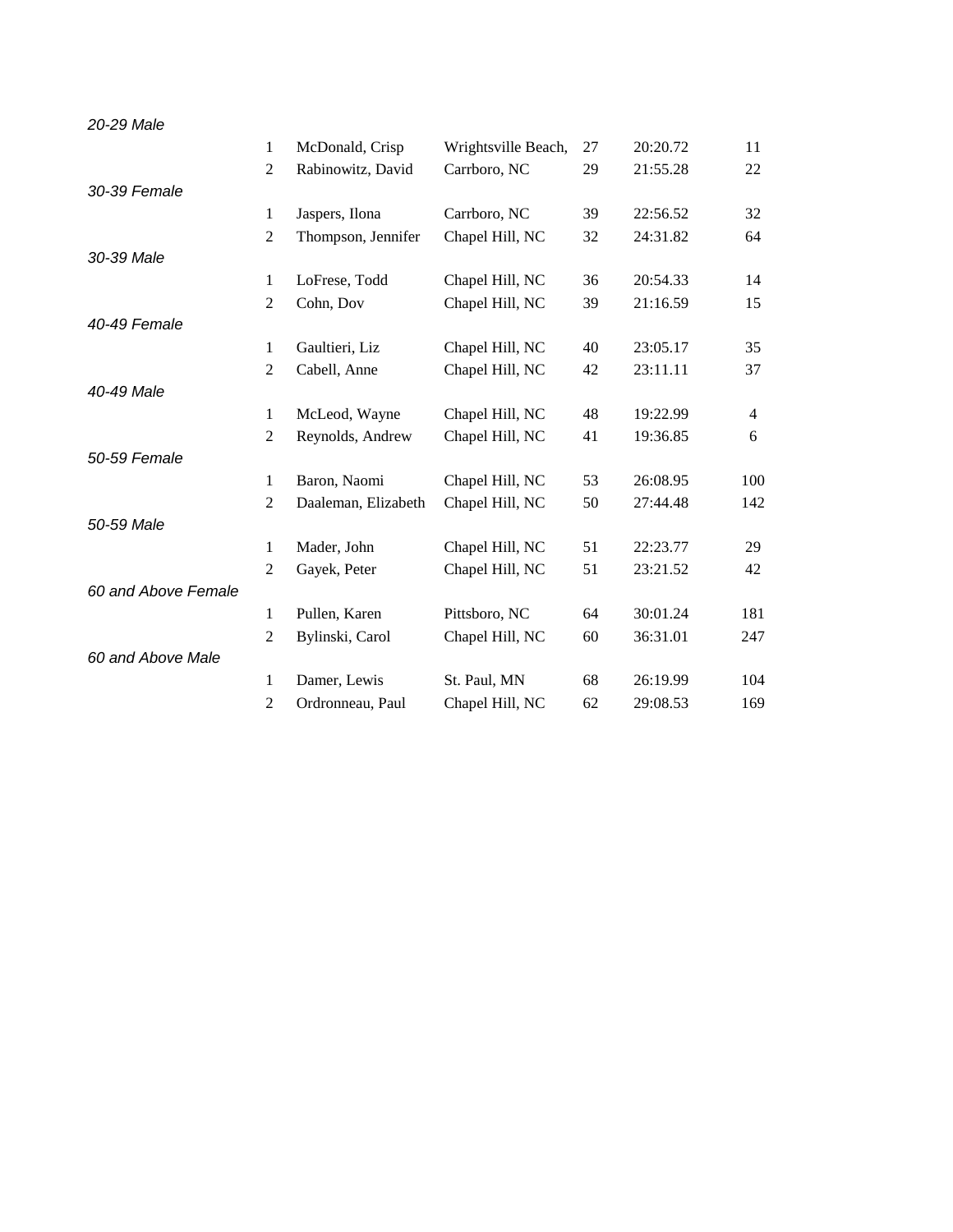| | | | | | | |
|---|---|---|---|---|---|---|
| *20-29 Male* | | | | | | |
| | 1 | McDonald, Crisp | Wrightsville Beach, | 27 | 20:20.72 | 11 |
| | 2 | Rabinowitz, David | Carrboro, NC | 29 | 21:55.28 | 22 |
| *30-39 Female* | | | | | | |
| | 1 | Jaspers, Ilona | Carrboro, NC | 39 | 22:56.52 | 32 |
| | 2 | Thompson, Jennifer | Chapel Hill, NC | 32 | 24:31.82 | 64 |
| *30-39 Male* | | | | | | |
| | 1 | LoFrese, Todd | Chapel Hill, NC | 36 | 20:54.33 | 14 |
| | 2 | Cohn, Dov | Chapel Hill, NC | 39 | 21:16.59 | 15 |
| *40-49 Female* | | | | | | |
| | 1 | Gaultieri, Liz | Chapel Hill, NC | 40 | 23:05.17 | 35 |
| | 2 | Cabell, Anne | Chapel Hill, NC | 42 | 23:11.11 | 37 |
| *40-49 Male* | | | | | | |
| | 1 | McLeod, Wayne | Chapel Hill, NC | 48 | 19:22.99 | 4 |
| | 2 | Reynolds, Andrew | Chapel Hill, NC | 41 | 19:36.85 | 6 |
| *50-59 Female* | | | | | | |
| | 1 | Baron, Naomi | Chapel Hill, NC | 53 | 26:08.95 | 100 |
| | 2 | Daaleman, Elizabeth | Chapel Hill, NC | 50 | 27:44.48 | 142 |
| *50-59 Male* | | | | | | |
| | 1 | Mader, John | Chapel Hill, NC | 51 | 22:23.77 | 29 |
| | 2 | Gayek, Peter | Chapel Hill, NC | 51 | 23:21.52 | 42 |
| *60 and Above Female* | | | | | | |
| | 1 | Pullen, Karen | Pittsboro, NC | 64 | 30:01.24 | 181 |
| | 2 | Bylinski, Carol | Chapel Hill, NC | 60 | 36:31.01 | 247 |
| *60 and Above Male* | | | | | | |
| | 1 | Damer, Lewis | St. Paul, MN | 68 | 26:19.99 | 104 |
| | 2 | Ordronneau, Paul | Chapel Hill, NC | 62 | 29:08.53 | 169 |